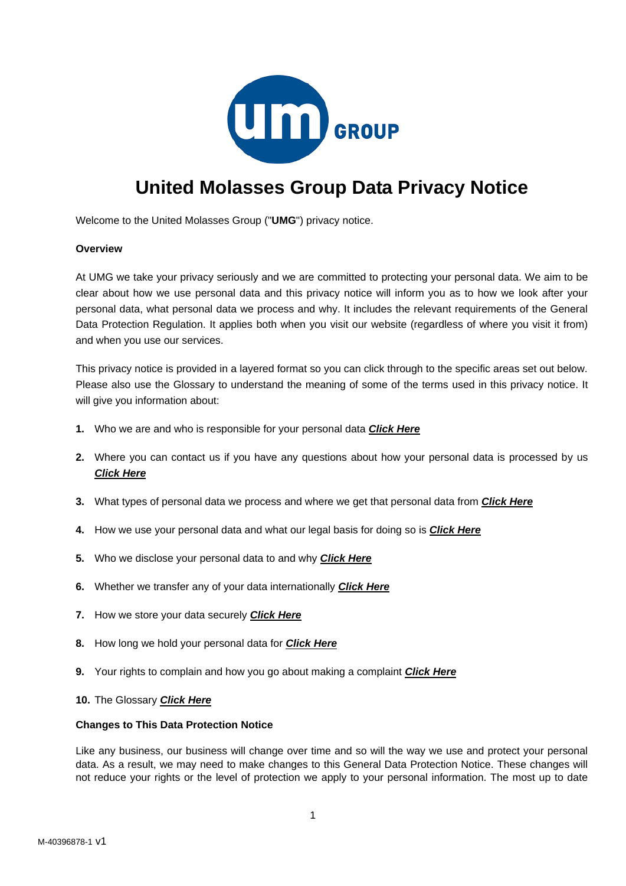# United Molasses Group Data Privacy Notice

Welcome to the United Molasses Group ("**UMG**") privacy notice.

**Overview**

At UMG we take your privacy seriously and we are committed to protecting your personal data. We aim to be clear about how we use personal data and this privacy notice will inform you as to how we look after your personal data, what personal data we process and why. It includes the relevant requirements of the General Data Protection Regulation. It applies both when you visit our website (regardless of where you visit it from) and when you use our services.

This privacy notice is provided in a layered format so you can click through to the specific areas set out below. Please also use the Glossary to understand the meaning of some of the terms used in this privacy notice. It will give you information about:

1. Who we are and who is responsible for your personal data ***Click Here***
2. Where you can contact us if you have any questions about how your personal data is processed by us ***Click Here***
3. What types of personal data we process and where we get that personal data from ***Click Here***
4. How we use your personal data and what our legal basis for doing so is ***Click Here***
5. Who we disclose your personal data to and why ***Click Here***
6. Whether we transfer any of your data internationally ***Click Here***
7. How we store your data securely ***Click Here***
8. How long we hold your personal data for ***Click Here***
9. Your rights to complain and how you go about making a complaint ***Click Here***
10. The Glossary ***Click Here***

**Changes to This Data Protection Notice**

Like any business, our business will change over time and so will the way we use and protect your personal data. As a result, we may need to make changes to this General Data Protection Notice. These changes will not reduce your rights or the level of protection we apply to your personal information. The most up to date

M-40396878-1 v1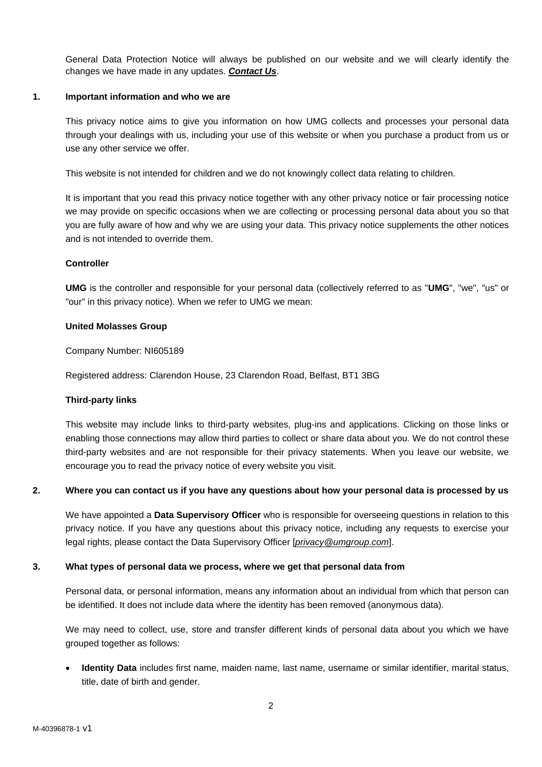General Data Protection Notice will always be published on our website and we will clearly identify the changes we have made in any updates. ***Contact Us***.

## 1. Important information and who we are

This privacy notice aims to give you information on how UMG collects and processes your personal data through your dealings with us, including your use of this website or when you purchase a product from us or use any other service we offer.

This website is not intended for children and we do not knowingly collect data relating to children.

It is important that you read this privacy notice together with any other privacy notice or fair processing notice we may provide on specific occasions when we are collecting or processing personal data about you so that you are fully aware of how and why we are using your data. This privacy notice supplements the other notices and is not intended to override them.

**Controller**

**UMG** is the controller and responsible for your personal data (collectively referred to as "**UMG**", "we", "us" or "our" in this privacy notice). When we refer to UMG we mean:

**United Molasses Group**

Company Number: NI605189

Registered address: Clarendon House, 23 Clarendon Road, Belfast, BT1 3BG

**Third-party links**

This website may include links to third-party websites, plug-ins and applications. Clicking on those links or enabling those connections may allow third parties to collect or share data about you. We do not control these third-party websites and are not responsible for their privacy statements. When you leave our website, we encourage you to read the privacy notice of every website you visit.

## 2. Where you can contact us if you have any questions about how your personal data is processed by us

We have appointed a **Data Supervisory Officer** who is responsible for overseeing questions in relation to this privacy notice. If you have any questions about this privacy notice, including any requests to exercise your legal rights, please contact the Data Supervisory Officer [*privacy@umgroup.com*].

## 3. What types of personal data we process, where we get that personal data from

Personal data, or personal information, means any information about an individual from which that person can be identified. It does not include data where the identity has been removed (anonymous data).

We may need to collect, use, store and transfer different kinds of personal data about you which we have grouped together as follows:

- **Identity Data** includes first name, maiden name, last name, username or similar identifier, marital status, title, date of birth and gender.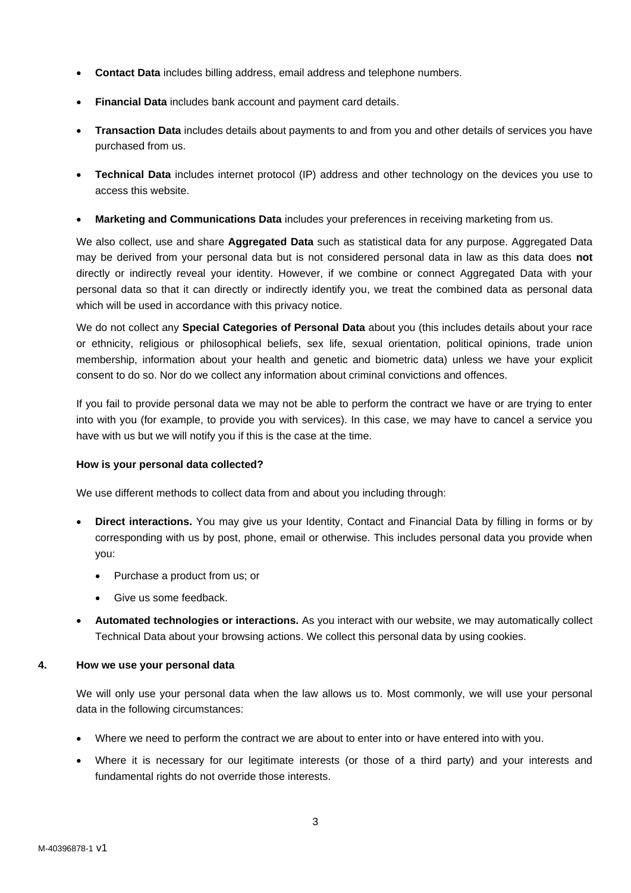- **Contact Data** includes billing address, email address and telephone numbers.

- **Financial Data** includes bank account and payment card details.

- **Transaction Data** includes details about payments to and from you and other details of services you have purchased from us.

- **Technical Data** includes internet protocol (IP) address and other technology on the devices you use to access this website.

- **Marketing and Communications Data** includes your preferences in receiving marketing from us.

We also collect, use and share **Aggregated Data** such as statistical data for any purpose. Aggregated Data may be derived from your personal data but is not considered personal data in law as this data does **not** directly or indirectly reveal your identity. However, if we combine or connect Aggregated Data with your personal data so that it can directly or indirectly identify you, we treat the combined data as personal data which will be used in accordance with this privacy notice.

We do not collect any **Special Categories of Personal Data** about you (this includes details about your race or ethnicity, religious or philosophical beliefs, sex life, sexual orientation, political opinions, trade union membership, information about your health and genetic and biometric data) unless we have your explicit consent to do so. Nor do we collect any information about criminal convictions and offences.

If you fail to provide personal data we may not be able to perform the contract we have or are trying to enter into with you (for example, to provide you with services). In this case, we may have to cancel a service you have with us but we will notify you if this is the case at the time.

**How is your personal data collected?**

We use different methods to collect data from and about you including through:

- **Direct interactions.** You may give us your Identity, Contact and Financial Data by filling in forms or by corresponding with us by post, phone, email or otherwise. This includes personal data you provide when you:
  - Purchase a product from us; or
  - Give us some feedback.
- **Automated technologies or interactions.** As you interact with our website, we may automatically collect Technical Data about your browsing actions. We collect this personal data by using cookies.

## 4. How we use your personal data

We will only use your personal data when the law allows us to. Most commonly, we will use your personal data in the following circumstances:

- Where we need to perform the contract we are about to enter into or have entered into with you.
- Where it is necessary for our legitimate interests (or those of a third party) and your interests and fundamental rights do not override those interests.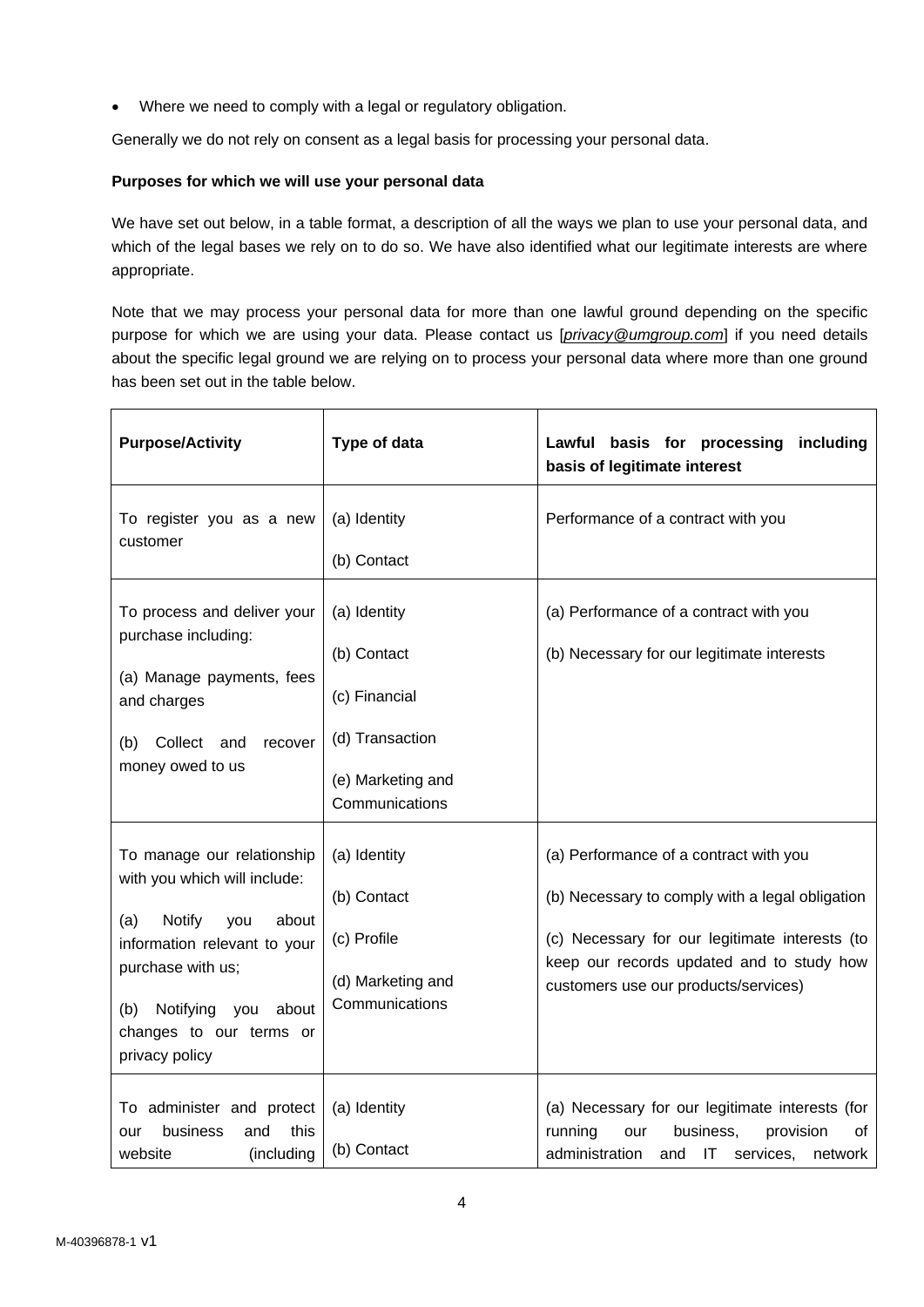- Where we need to comply with a legal or regulatory obligation.

Generally we do not rely on consent as a legal basis for processing your personal data.

**Purposes for which we will use your personal data**

We have set out below, in a table format, a description of all the ways we plan to use your personal data, and which of the legal bases we rely on to do so. We have also identified what our legitimate interests are where appropriate.

Note that we may process your personal data for more than one lawful ground depending on the specific purpose for which we are using your data. Please contact us [*privacy@umgroup.com*] if you need details about the specific legal ground we are relying on to process your personal data where more than one ground has been set out in the table below.

| **Purpose/Activity** | **Type of data** | **Lawful basis for processing including basis of legitimate interest** |
|---|---|---|
| To register you as a new customer | (a) Identity<br><br>(b) Contact | Performance of a contract with you |
| To process and deliver your purchase including:<br><br>(a) Manage payments, fees and charges<br><br>(b) Collect and recover money owed to us | (a) Identity<br><br>(b) Contact<br><br>(c) Financial<br><br>(d) Transaction<br><br>(e) Marketing and Communications | (a) Performance of a contract with you<br><br>(b) Necessary for our legitimate interests |
| To manage our relationship with you which will include:<br><br>(a) Notify you about information relevant to your purchase with us;<br><br>(b) Notifying you about changes to our terms or privacy policy | (a) Identity<br><br>(b) Contact<br><br>(c) Profile<br><br>(d) Marketing and Communications | (a) Performance of a contract with you<br><br>(b) Necessary to comply with a legal obligation<br><br>(c) Necessary for our legitimate interests (to keep our records updated and to study how customers use our products/services) |
| To administer and protect our business and this website (including | (a) Identity<br><br>(b) Contact | (a) Necessary for our legitimate interests (for running our business, provision of administration and IT services, network |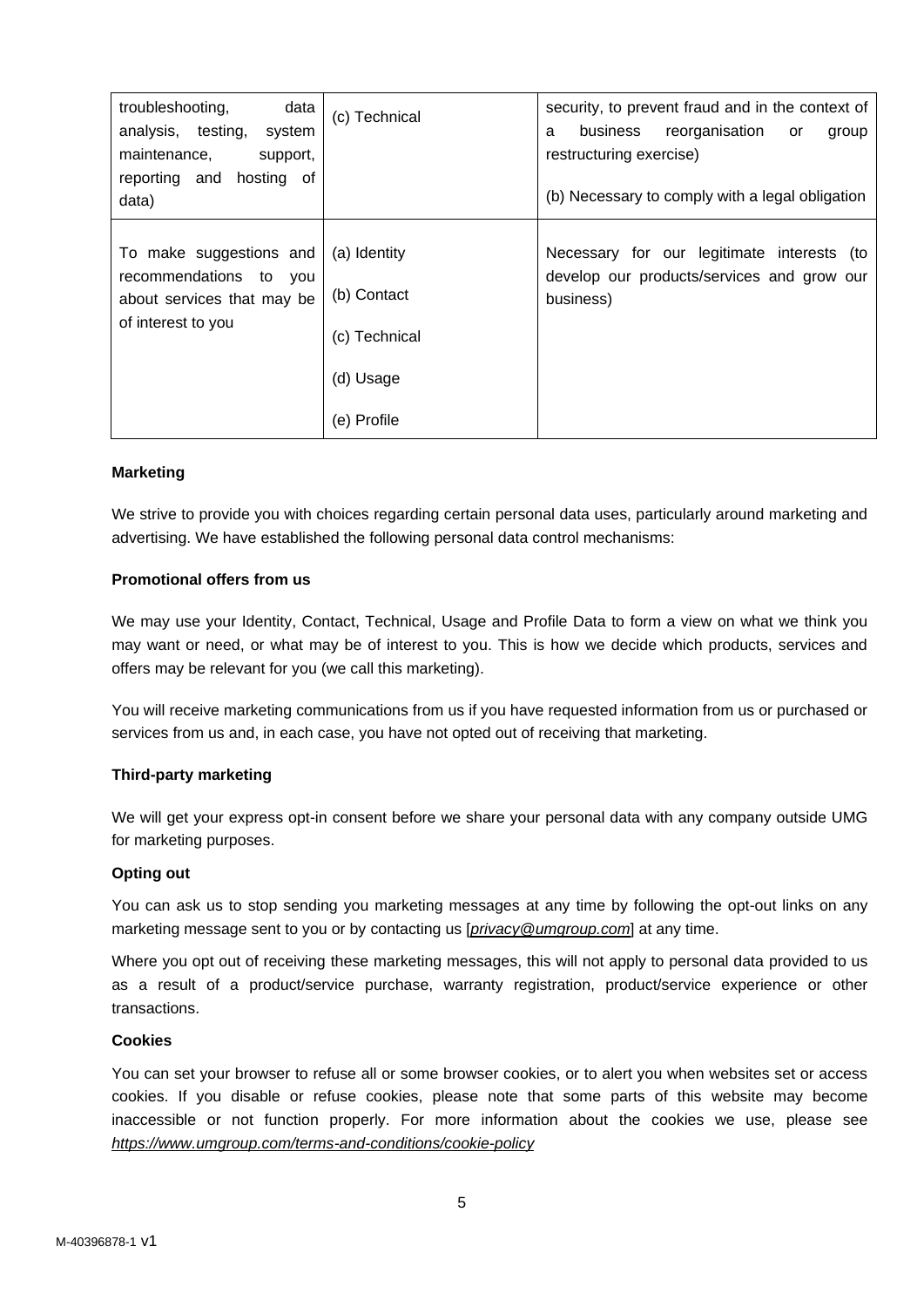| | | |
|---|---|---|
| troubleshooting, data analysis, testing, system maintenance, support, reporting and hosting of data) | (c) Technical | security, to prevent fraud and in the context of a business reorganisation or group restructuring exercise)<br><br>(b) Necessary to comply with a legal obligation |
| To make suggestions and recommendations to you about services that may be of interest to you | (a) Identity<br><br>(b) Contact<br><br>(c) Technical<br><br>(d) Usage<br><br>(e) Profile | Necessary for our legitimate interests (to develop our products/services and grow our business) |

**Marketing**

We strive to provide you with choices regarding certain personal data uses, particularly around marketing and advertising. We have established the following personal data control mechanisms:

**Promotional offers from us**

We may use your Identity, Contact, Technical, Usage and Profile Data to form a view on what we think you may want or need, or what may be of interest to you. This is how we decide which products, services and offers may be relevant for you (we call this marketing).

You will receive marketing communications from us if you have requested information from us or purchased or services from us and, in each case, you have not opted out of receiving that marketing.

**Third-party marketing**

We will get your express opt-in consent before we share your personal data with any company outside UMG for marketing purposes.

**Opting out**

You can ask us to stop sending you marketing messages at any time by following the opt-out links on any marketing message sent to you or by contacting us [*privacy@umgroup.com*] at any time.

Where you opt out of receiving these marketing messages, this will not apply to personal data provided to us as a result of a product/service purchase, warranty registration, product/service experience or other transactions.

**Cookies**

You can set your browser to refuse all or some browser cookies, or to alert you when websites set or access cookies. If you disable or refuse cookies, please note that some parts of this website may become inaccessible or not function properly. For more information about the cookies we use, please see *https://www.umgroup.com/terms-and-conditions/cookie-policy*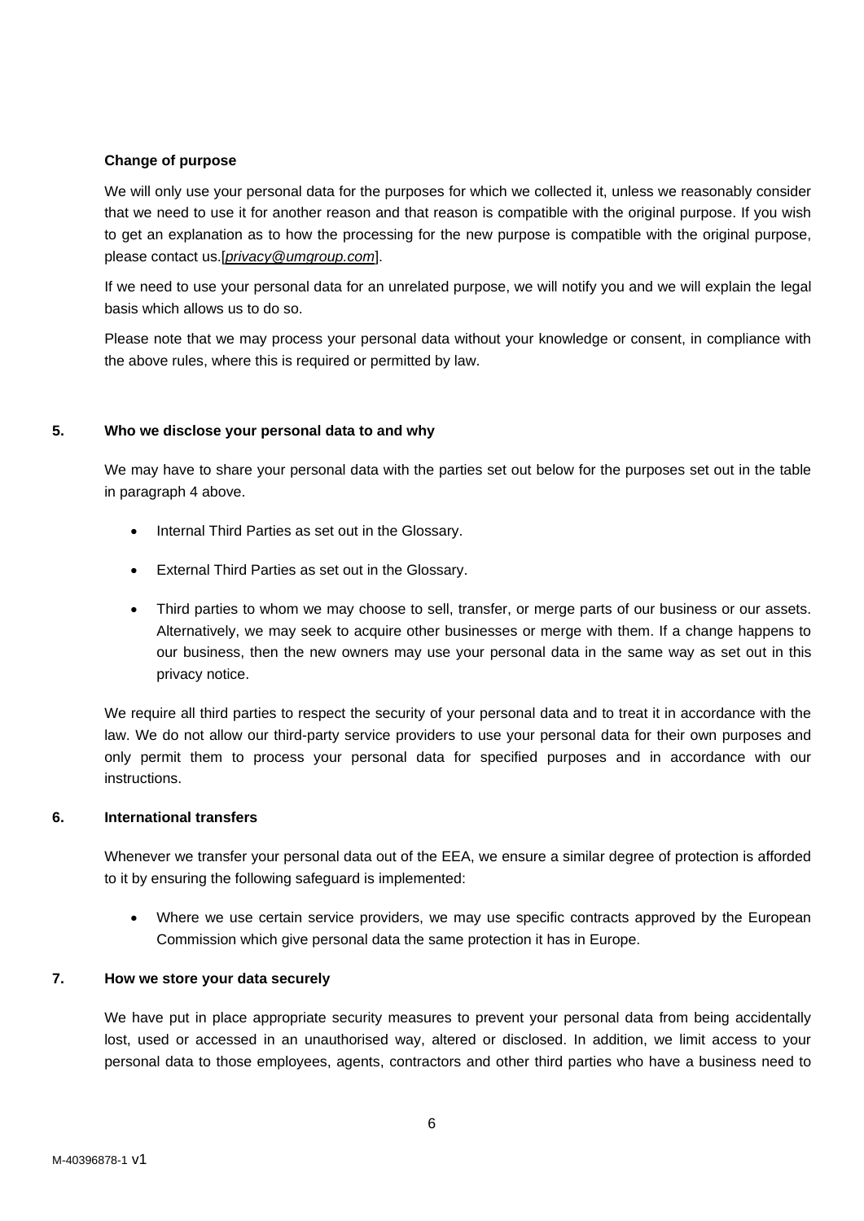**Change of purpose**

We will only use your personal data for the purposes for which we collected it, unless we reasonably consider that we need to use it for another reason and that reason is compatible with the original purpose. If you wish to get an explanation as to how the processing for the new purpose is compatible with the original purpose, please contact us.[*privacy@umgroup.com*].

If we need to use your personal data for an unrelated purpose, we will notify you and we will explain the legal basis which allows us to do so.

Please note that we may process your personal data without your knowledge or consent, in compliance with the above rules, where this is required or permitted by law.

## 5. Who we disclose your personal data to and why

We may have to share your personal data with the parties set out below for the purposes set out in the table in paragraph 4 above.

- Internal Third Parties as set out in the Glossary.
- External Third Parties as set out in the Glossary.
- Third parties to whom we may choose to sell, transfer, or merge parts of our business or our assets. Alternatively, we may seek to acquire other businesses or merge with them. If a change happens to our business, then the new owners may use your personal data in the same way as set out in this privacy notice.

We require all third parties to respect the security of your personal data and to treat it in accordance with the law. We do not allow our third-party service providers to use your personal data for their own purposes and only permit them to process your personal data for specified purposes and in accordance with our instructions.

## 6. International transfers

Whenever we transfer your personal data out of the EEA, we ensure a similar degree of protection is afforded to it by ensuring the following safeguard is implemented:

- Where we use certain service providers, we may use specific contracts approved by the European Commission which give personal data the same protection it has in Europe.

## 7. How we store your data securely

We have put in place appropriate security measures to prevent your personal data from being accidentally lost, used or accessed in an unauthorised way, altered or disclosed. In addition, we limit access to your personal data to those employees, agents, contractors and other third parties who have a business need to

M-40396878-1 v1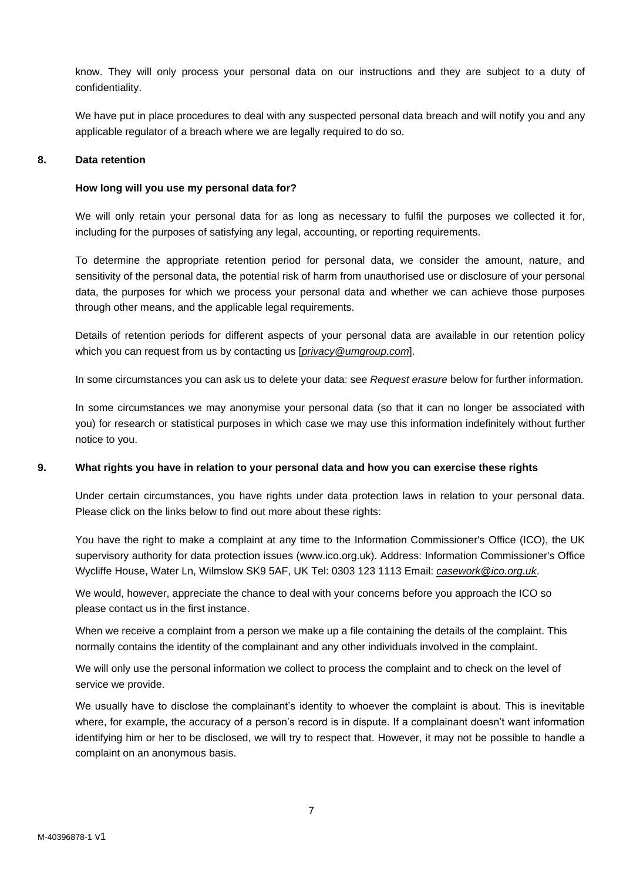know. They will only process your personal data on our instructions and they are subject to a duty of confidentiality.

We have put in place procedures to deal with any suspected personal data breach and will notify you and any applicable regulator of a breach where we are legally required to do so.

## 8. Data retention

**How long will you use my personal data for?**

We will only retain your personal data for as long as necessary to fulfil the purposes we collected it for, including for the purposes of satisfying any legal, accounting, or reporting requirements.

To determine the appropriate retention period for personal data, we consider the amount, nature, and sensitivity of the personal data, the potential risk of harm from unauthorised use or disclosure of your personal data, the purposes for which we process your personal data and whether we can achieve those purposes through other means, and the applicable legal requirements.

Details of retention periods for different aspects of your personal data are available in our retention policy which you can request from us by contacting us [*privacy@umgroup.com*].

In some circumstances you can ask us to delete your data: see *Request erasure* below for further information.

In some circumstances we may anonymise your personal data (so that it can no longer be associated with you) for research or statistical purposes in which case we may use this information indefinitely without further notice to you.

## 9. What rights you have in relation to your personal data and how you can exercise these rights

Under certain circumstances, you have rights under data protection laws in relation to your personal data. Please click on the links below to find out more about these rights:

You have the right to make a complaint at any time to the Information Commissioner's Office (ICO), the UK supervisory authority for data protection issues (www.ico.org.uk). Address: Information Commissioner's Office Wycliffe House, Water Ln, Wilmslow SK9 5AF, UK Tel: 0303 123 1113 Email: *casework@ico.org.uk*.

We would, however, appreciate the chance to deal with your concerns before you approach the ICO so please contact us in the first instance.

When we receive a complaint from a person we make up a file containing the details of the complaint. This normally contains the identity of the complainant and any other individuals involved in the complaint.

We will only use the personal information we collect to process the complaint and to check on the level of service we provide.

We usually have to disclose the complainant's identity to whoever the complaint is about. This is inevitable where, for example, the accuracy of a person's record is in dispute. If a complainant doesn't want information identifying him or her to be disclosed, we will try to respect that. However, it may not be possible to handle a complaint on an anonymous basis.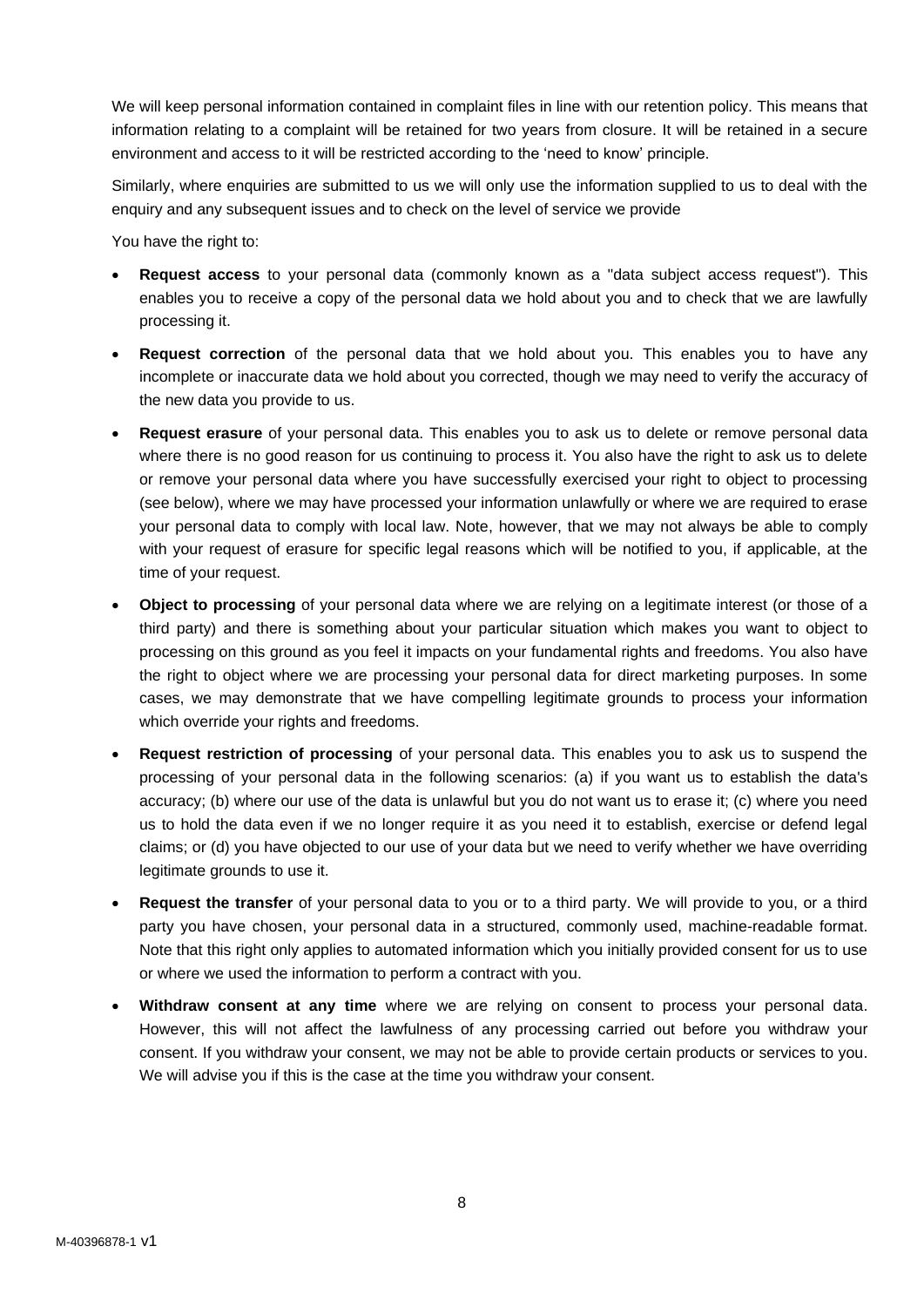We will keep personal information contained in complaint files in line with our retention policy. This means that information relating to a complaint will be retained for two years from closure. It will be retained in a secure environment and access to it will be restricted according to the 'need to know' principle.

Similarly, where enquiries are submitted to us we will only use the information supplied to us to deal with the enquiry and any subsequent issues and to check on the level of service we provide

You have the right to:

- **Request access** to your personal data (commonly known as a "data subject access request"). This enables you to receive a copy of the personal data we hold about you and to check that we are lawfully processing it.
- **Request correction** of the personal data that we hold about you. This enables you to have any incomplete or inaccurate data we hold about you corrected, though we may need to verify the accuracy of the new data you provide to us.
- **Request erasure** of your personal data. This enables you to ask us to delete or remove personal data where there is no good reason for us continuing to process it. You also have the right to ask us to delete or remove your personal data where you have successfully exercised your right to object to processing (see below), where we may have processed your information unlawfully or where we are required to erase your personal data to comply with local law. Note, however, that we may not always be able to comply with your request of erasure for specific legal reasons which will be notified to you, if applicable, at the time of your request.
- **Object to processing** of your personal data where we are relying on a legitimate interest (or those of a third party) and there is something about your particular situation which makes you want to object to processing on this ground as you feel it impacts on your fundamental rights and freedoms. You also have the right to object where we are processing your personal data for direct marketing purposes. In some cases, we may demonstrate that we have compelling legitimate grounds to process your information which override your rights and freedoms.
- **Request restriction of processing** of your personal data. This enables you to ask us to suspend the processing of your personal data in the following scenarios: (a) if you want us to establish the data's accuracy; (b) where our use of the data is unlawful but you do not want us to erase it; (c) where you need us to hold the data even if we no longer require it as you need it to establish, exercise or defend legal claims; or (d) you have objected to our use of your data but we need to verify whether we have overriding legitimate grounds to use it.
- **Request the transfer** of your personal data to you or to a third party. We will provide to you, or a third party you have chosen, your personal data in a structured, commonly used, machine-readable format. Note that this right only applies to automated information which you initially provided consent for us to use or where we used the information to perform a contract with you.
- **Withdraw consent at any time** where we are relying on consent to process your personal data. However, this will not affect the lawfulness of any processing carried out before you withdraw your consent. If you withdraw your consent, we may not be able to provide certain products or services to you. We will advise you if this is the case at the time you withdraw your consent.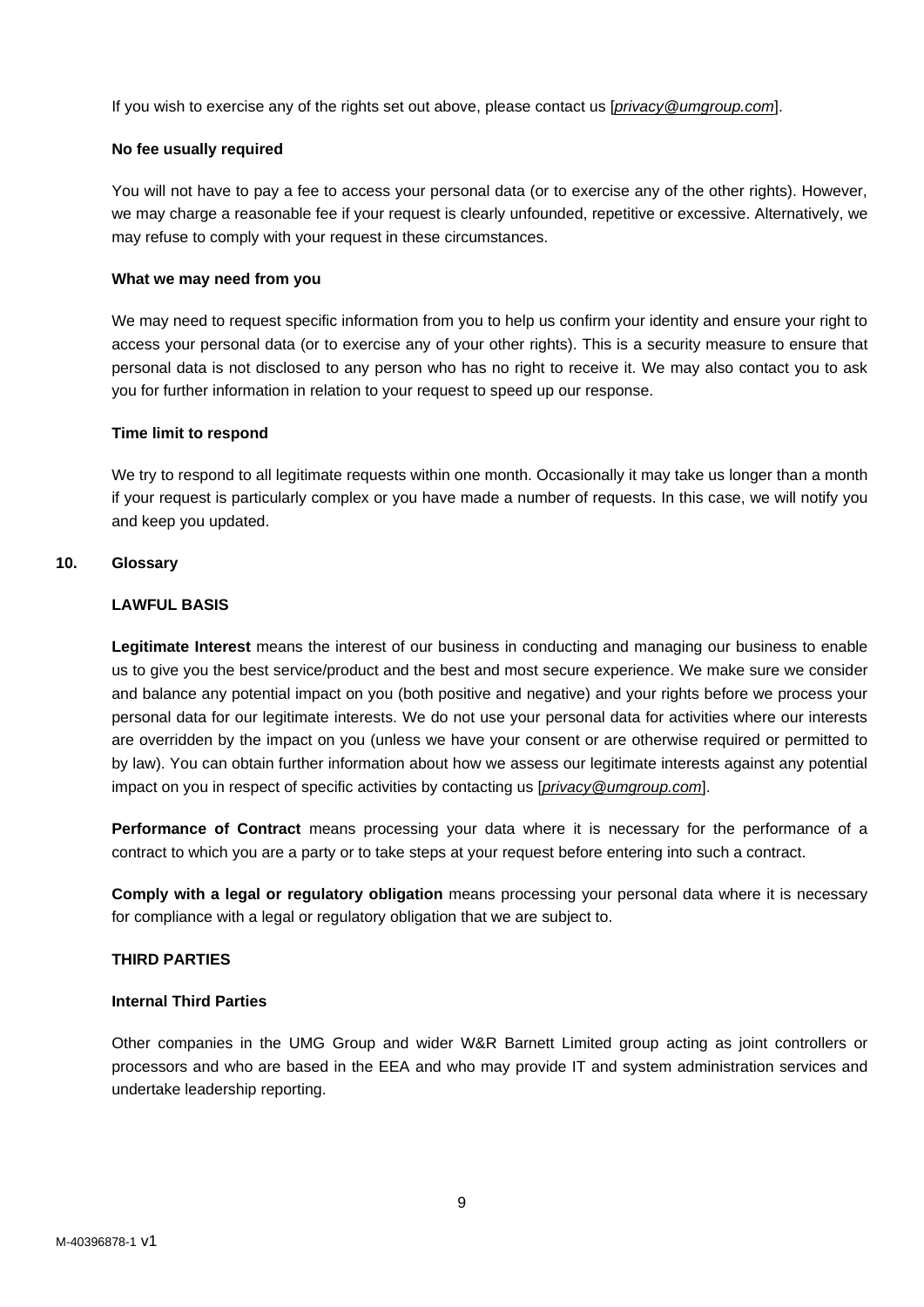If you wish to exercise any of the rights set out above, please contact us [*privacy@umgroup.com*].

**No fee usually required**

You will not have to pay a fee to access your personal data (or to exercise any of the other rights). However, we may charge a reasonable fee if your request is clearly unfounded, repetitive or excessive. Alternatively, we may refuse to comply with your request in these circumstances.

**What we may need from you**

We may need to request specific information from you to help us confirm your identity and ensure your right to access your personal data (or to exercise any of your other rights). This is a security measure to ensure that personal data is not disclosed to any person who has no right to receive it. We may also contact you to ask you for further information in relation to your request to speed up our response.

**Time limit to respond**

We try to respond to all legitimate requests within one month. Occasionally it may take us longer than a month if your request is particularly complex or you have made a number of requests. In this case, we will notify you and keep you updated.

## 10. Glossary

**LAWFUL BASIS**

**Legitimate Interest** means the interest of our business in conducting and managing our business to enable us to give you the best service/product and the best and most secure experience. We make sure we consider and balance any potential impact on you (both positive and negative) and your rights before we process your personal data for our legitimate interests. We do not use your personal data for activities where our interests are overridden by the impact on you (unless we have your consent or are otherwise required or permitted to by law). You can obtain further information about how we assess our legitimate interests against any potential impact on you in respect of specific activities by contacting us [*privacy@umgroup.com*].

**Performance of Contract** means processing your data where it is necessary for the performance of a contract to which you are a party or to take steps at your request before entering into such a contract.

**Comply with a legal or regulatory obligation** means processing your personal data where it is necessary for compliance with a legal or regulatory obligation that we are subject to.

**THIRD PARTIES**

**Internal Third Parties**

Other companies in the UMG Group and wider W&R Barnett Limited group acting as joint controllers or processors and who are based in the EEA and who may provide IT and system administration services and undertake leadership reporting.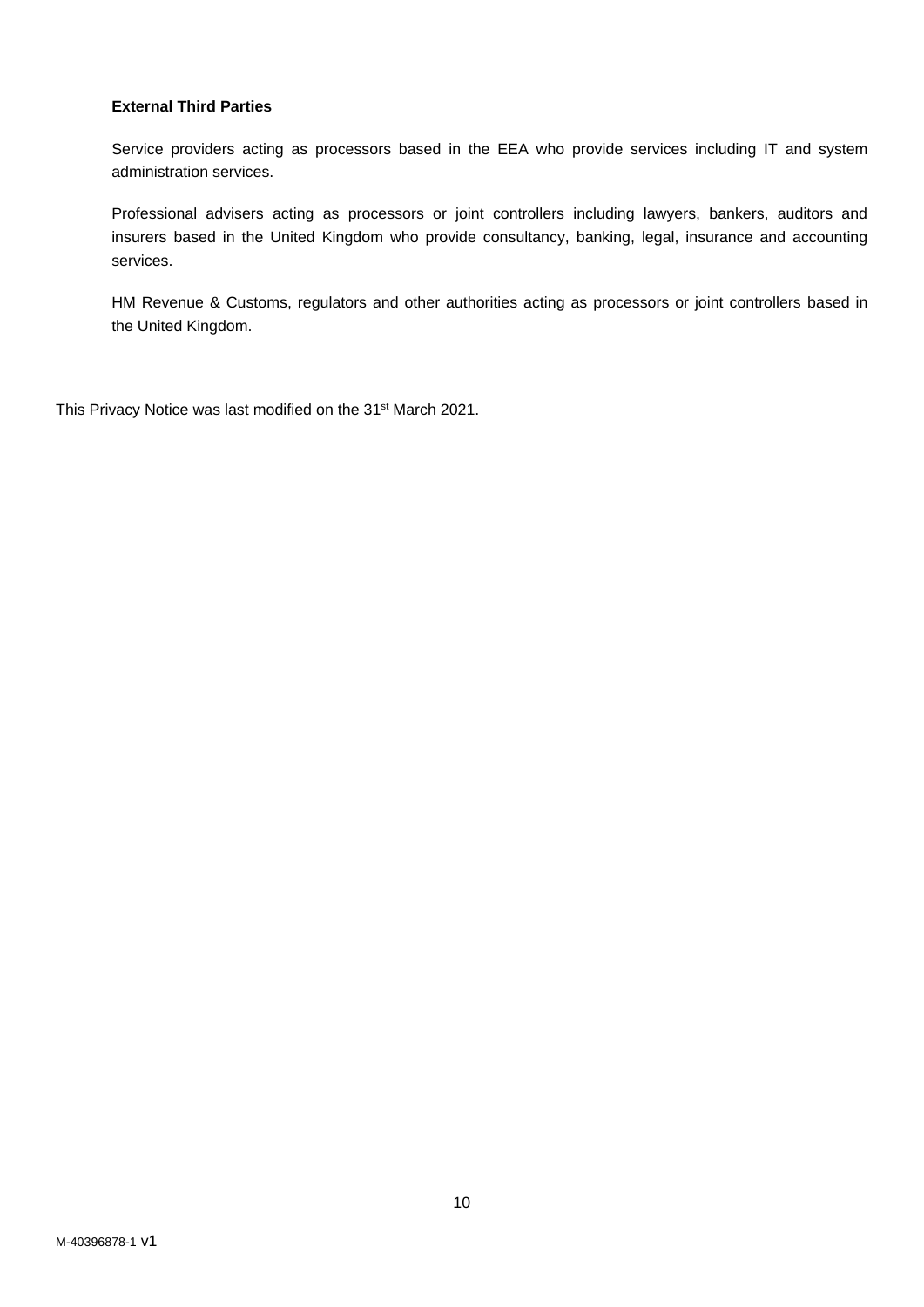**External Third Parties**

Service providers acting as processors based in the EEA who provide services including IT and system administration services.

Professional advisers acting as processors or joint controllers including lawyers, bankers, auditors and insurers based in the United Kingdom who provide consultancy, banking, legal, insurance and accounting services.

HM Revenue & Customs, regulators and other authorities acting as processors or joint controllers based in the United Kingdom.

This Privacy Notice was last modified on the 31st March 2021.